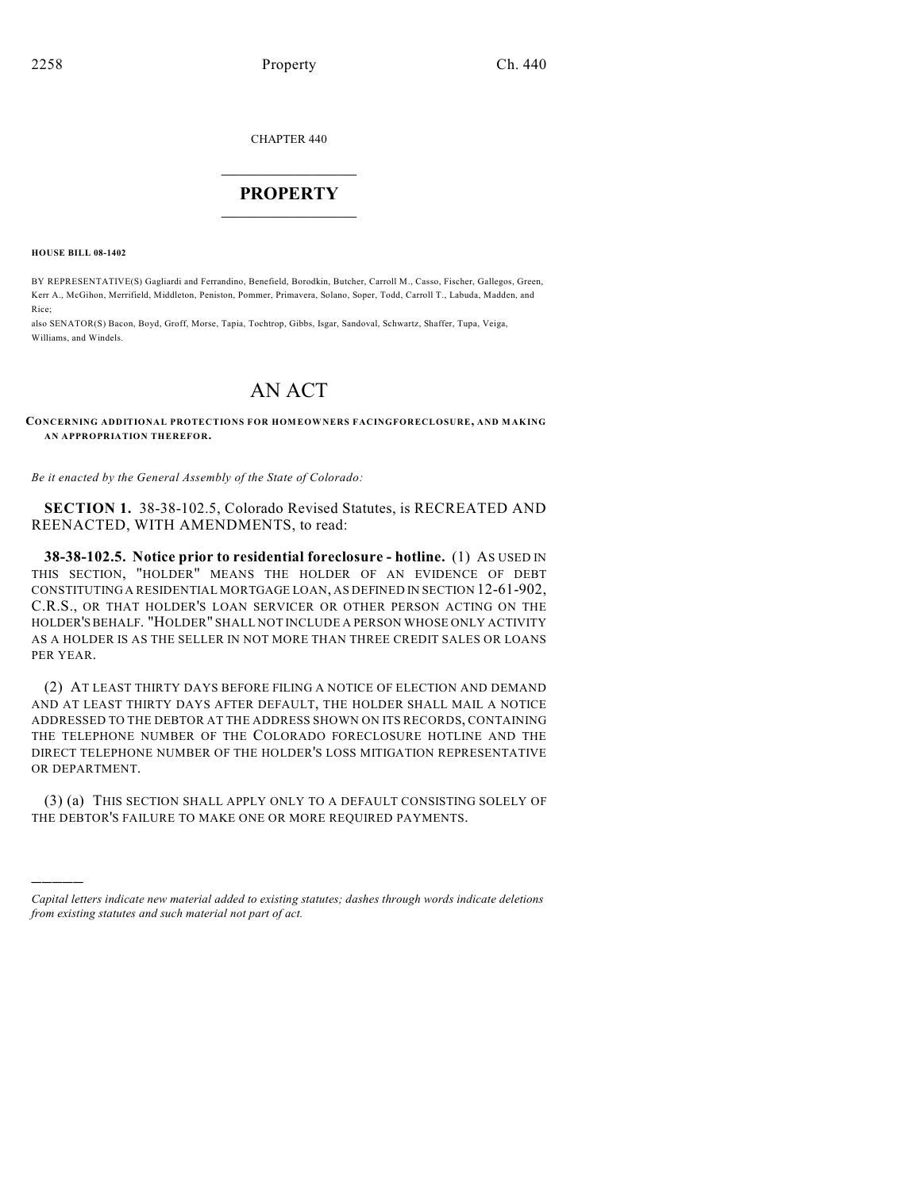CHAPTER 440

# PROPERTY

**HOUSE BILL 08-1402**

BY REPRESENTATIVE(S) Gagliardi and Ferrandino, Benefield, Borodkin, Butcher, Carroll M., Casso, Fischer, Gallegos, Green, Kerr A., McGihon, Merrifield, Middleton, Peniston, Pommer, Primavera, Solano, Soper, Todd, Carroll T., Labuda, Madden, and Rice;

also SENATOR(S) Bacon, Boyd, Groff, Morse, Tapia, Tochtrop, Gibbs, Isgar, Sandoval, Schwartz, Shaffer, Tupa, Veiga, Williams, and Windels.

# AN ACT

**CONCERNING ADDITIONAL PROTECTIONS FOR HOMEOWNERS FACINGFORECLOSURE, AND MAKING AN APPROPRIATION THEREFOR.**

*Be it enacted by the General Assembly of the State of Colorado:*

**SECTION 1.** 38-38-102.5, Colorado Revised Statutes, is RECREATED AND REENACTED, WITH AMENDMENTS, to read:

**38-38-102.5. Notice prior to residential foreclosure - hotline.** (1) AS USED IN THIS SECTION, "HOLDER" MEANS THE HOLDER OF AN EVIDENCE OF DEBT CONSTITUTING A RESIDENTIAL MORTGAGE LOAN, AS DEFINED IN SECTION 12-61-902, C.R.S., OR THAT HOLDER'S LOAN SERVICER OR OTHER PERSON ACTING ON THE HOLDER'S BEHALF. "HOLDER" SHALL NOT INCLUDE A PERSON WHOSE ONLY ACTIVITY AS A HOLDER IS AS THE SELLER IN NOT MORE THAN THREE CREDIT SALES OR LOANS PER YEAR.

(2) AT LEAST THIRTY DAYS BEFORE FILING A NOTICE OF ELECTION AND DEMAND AND AT LEAST THIRTY DAYS AFTER DEFAULT, THE HOLDER SHALL MAIL A NOTICE ADDRESSED TO THE DEBTOR AT THE ADDRESS SHOWN ON ITS RECORDS, CONTAINING THE TELEPHONE NUMBER OF THE COLORADO FORECLOSURE HOTLINE AND THE DIRECT TELEPHONE NUMBER OF THE HOLDER'S LOSS MITIGATION REPRESENTATIVE OR DEPARTMENT.

(3) (a) THIS SECTION SHALL APPLY ONLY TO A DEFAULT CONSISTING SOLELY OF THE DEBTOR'S FAILURE TO MAKE ONE OR MORE REQUIRED PAYMENTS.

---

*Capital letters indicate new material added to existing statutes; dashes through words indicate deletions from existing statutes and such material not part of act.*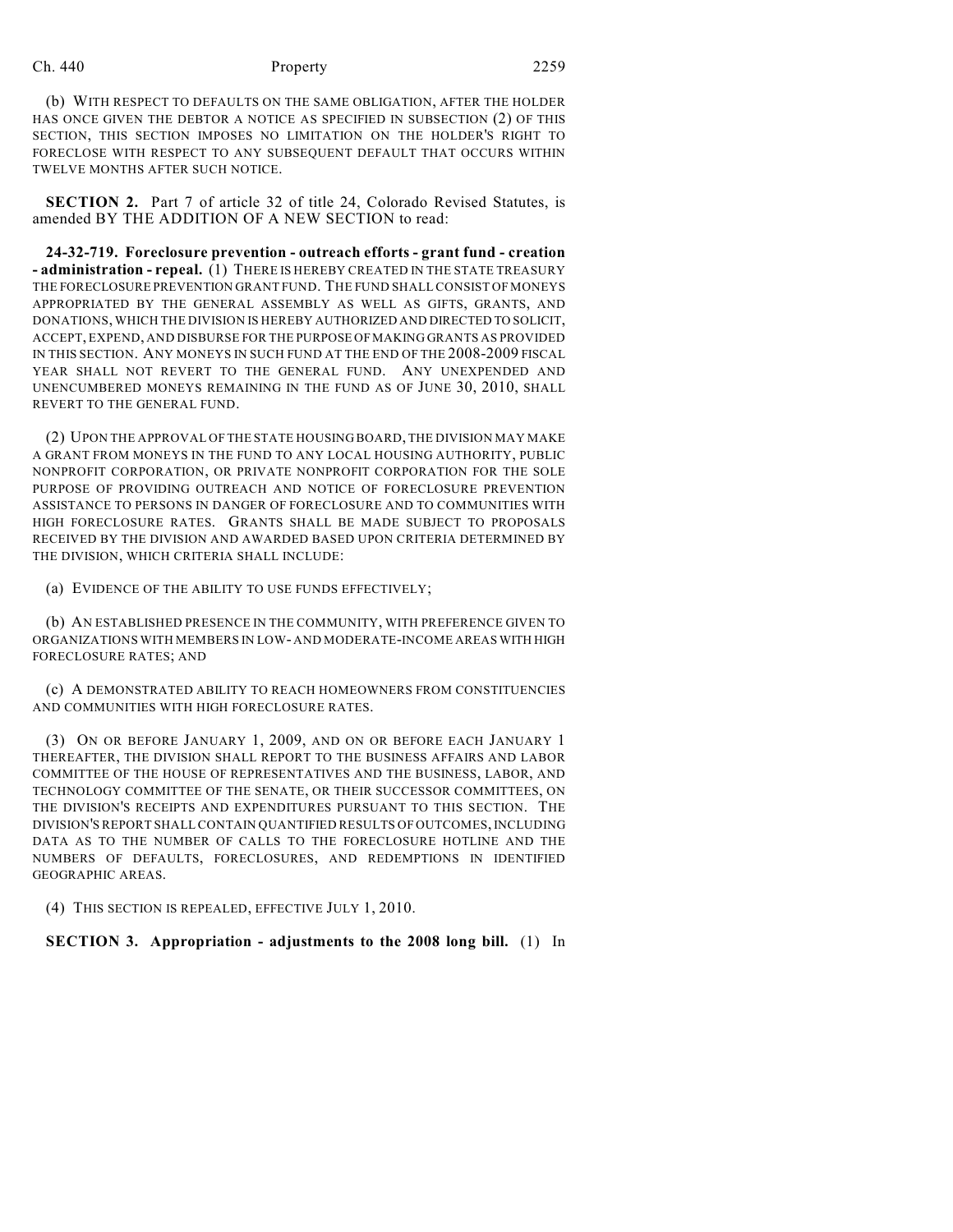(b) WITH RESPECT TO DEFAULTS ON THE SAME OBLIGATION, AFTER THE HOLDER HAS ONCE GIVEN THE DEBTOR A NOTICE AS SPECIFIED IN SUBSECTION (2) OF THIS SECTION, THIS SECTION IMPOSES NO LIMITATION ON THE HOLDER'S RIGHT TO FORECLOSE WITH RESPECT TO ANY SUBSEQUENT DEFAULT THAT OCCURS WITHIN TWELVE MONTHS AFTER SUCH NOTICE.

**SECTION 2.** Part 7 of article 32 of title 24, Colorado Revised Statutes, is amended BY THE ADDITION OF A NEW SECTION to read:

**24-32-719. Foreclosure prevention - outreach efforts - grant fund - creation - administration - repeal.** (1) THERE IS HEREBY CREATED IN THE STATE TREASURY THE FORECLOSURE PREVENTION GRANT FUND. THE FUND SHALL CONSIST OF MONEYS APPROPRIATED BY THE GENERAL ASSEMBLY AS WELL AS GIFTS, GRANTS, AND DONATIONS, WHICH THE DIVISION IS HEREBY AUTHORIZED AND DIRECTED TO SOLICIT, ACCEPT, EXPEND, AND DISBURSE FOR THE PURPOSE OF MAKING GRANTS AS PROVIDED IN THIS SECTION. ANY MONEYS IN SUCH FUND AT THE END OF THE 2008-2009 FISCAL YEAR SHALL NOT REVERT TO THE GENERAL FUND. ANY UNEXPENDED AND UNENCUMBERED MONEYS REMAINING IN THE FUND AS OF JUNE 30, 2010, SHALL REVERT TO THE GENERAL FUND.

(2) UPON THE APPROVAL OF THE STATE HOUSING BOARD, THE DIVISION MAY MAKE A GRANT FROM MONEYS IN THE FUND TO ANY LOCAL HOUSING AUTHORITY, PUBLIC NONPROFIT CORPORATION, OR PRIVATE NONPROFIT CORPORATION FOR THE SOLE PURPOSE OF PROVIDING OUTREACH AND NOTICE OF FORECLOSURE PREVENTION ASSISTANCE TO PERSONS IN DANGER OF FORECLOSURE AND TO COMMUNITIES WITH HIGH FORECLOSURE RATES. GRANTS SHALL BE MADE SUBJECT TO PROPOSALS RECEIVED BY THE DIVISION AND AWARDED BASED UPON CRITERIA DETERMINED BY THE DIVISION, WHICH CRITERIA SHALL INCLUDE:

(a) EVIDENCE OF THE ABILITY TO USE FUNDS EFFECTIVELY;

(b) AN ESTABLISHED PRESENCE IN THE COMMUNITY, WITH PREFERENCE GIVEN TO ORGANIZATIONS WITH MEMBERS IN LOW- AND MODERATE-INCOME AREAS WITH HIGH FORECLOSURE RATES; AND

(c) A DEMONSTRATED ABILITY TO REACH HOMEOWNERS FROM CONSTITUENCIES AND COMMUNITIES WITH HIGH FORECLOSURE RATES.

(3) ON OR BEFORE JANUARY 1, 2009, AND ON OR BEFORE EACH JANUARY 1 THEREAFTER, THE DIVISION SHALL REPORT TO THE BUSINESS AFFAIRS AND LABOR COMMITTEE OF THE HOUSE OF REPRESENTATIVES AND THE BUSINESS, LABOR, AND TECHNOLOGY COMMITTEE OF THE SENATE, OR THEIR SUCCESSOR COMMITTEES, ON THE DIVISION'S RECEIPTS AND EXPENDITURES PURSUANT TO THIS SECTION. THE DIVISION'S REPORT SHALL CONTAIN QUANTIFIED RESULTS OF OUTCOMES, INCLUDING DATA AS TO THE NUMBER OF CALLS TO THE FORECLOSURE HOTLINE AND THE NUMBERS OF DEFAULTS, FORECLOSURES, AND REDEMPTIONS IN IDENTIFIED GEOGRAPHIC AREAS.

(4) THIS SECTION IS REPEALED, EFFECTIVE JULY 1, 2010.

**SECTION 3. Appropriation - adjustments to the 2008 long bill.** (1) In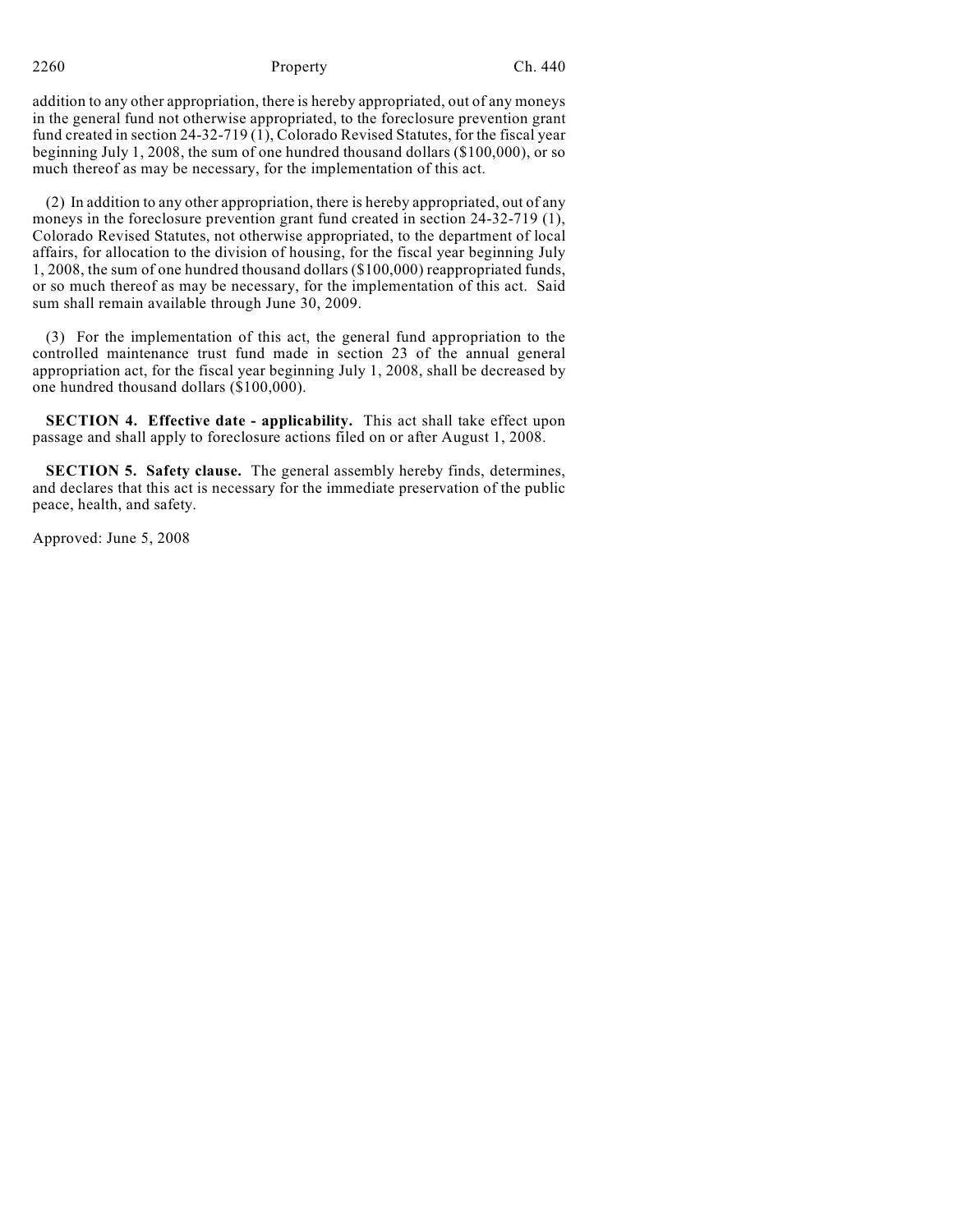addition to any other appropriation, there is hereby appropriated, out of any moneys in the general fund not otherwise appropriated, to the foreclosure prevention grant fund created in section 24-32-719 (1), Colorado Revised Statutes, for the fiscal year beginning July 1, 2008, the sum of one hundred thousand dollars ($100,000), or so much thereof as may be necessary, for the implementation of this act.

(2) In addition to any other appropriation, there is hereby appropriated, out of any moneys in the foreclosure prevention grant fund created in section 24-32-719 (1), Colorado Revised Statutes, not otherwise appropriated, to the department of local affairs, for allocation to the division of housing, for the fiscal year beginning July 1, 2008, the sum of one hundred thousand dollars ($100,000) reappropriated funds, or so much thereof as may be necessary, for the implementation of this act. Said sum shall remain available through June 30, 2009.

(3) For the implementation of this act, the general fund appropriation to the controlled maintenance trust fund made in section 23 of the annual general appropriation act, for the fiscal year beginning July 1, 2008, shall be decreased by one hundred thousand dollars ($100,000).

**SECTION 4. Effective date - applicability.** This act shall take effect upon passage and shall apply to foreclosure actions filed on or after August 1, 2008.

**SECTION 5. Safety clause.** The general assembly hereby finds, determines, and declares that this act is necessary for the immediate preservation of the public peace, health, and safety.

Approved: June 5, 2008